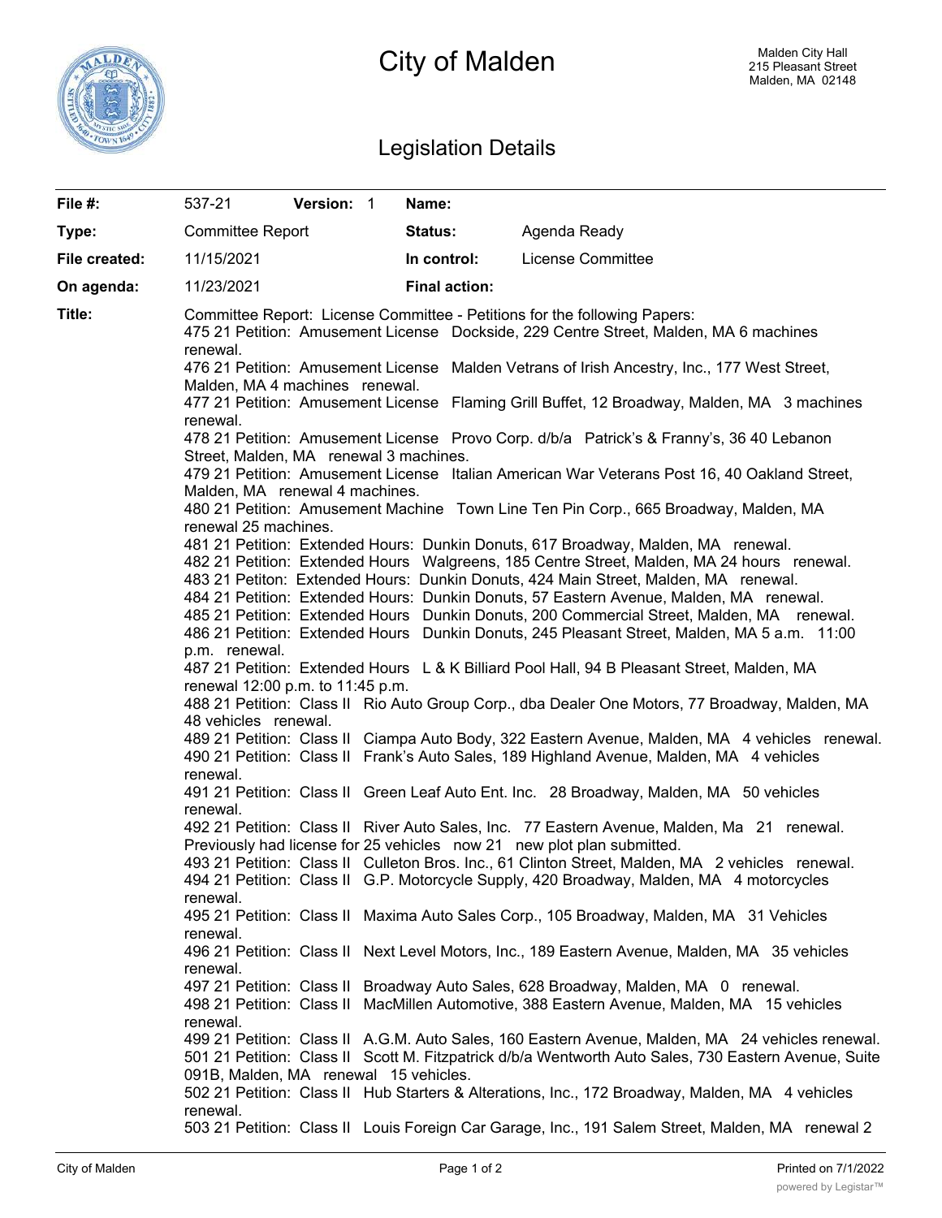# City of Malden

Malden City Hall
215 Pleasant Street
Malden, MA 02148

## Legislation Details

| | | | |
|---|---|---|---|
| **File #:** | 537-21 **Version:** 1 | **Name:** | |
| **Type:** | Committee Report | **Status:** | Agenda Ready |
| **File created:** | 11/15/2021 | **In control:** | License Committee |
| **On agenda:** | 11/23/2021 | **Final action:** | |

**Title:** Committee Report: License Committee - Petitions for the following Papers:

475 21 Petition: Amusement License Dockside, 229 Centre Street, Malden, MA 6 machines renewal.
476 21 Petition: Amusement License Malden Vetrans of Irish Ancestry, Inc., 177 West Street, Malden, MA 4 machines renewal.
477 21 Petition: Amusement License Flaming Grill Buffet, 12 Broadway, Malden, MA 3 machines renewal.
478 21 Petition: Amusement License Provo Corp. d/b/a Patrick's & Franny's, 36 40 Lebanon Street, Malden, MA renewal 3 machines.
479 21 Petition: Amusement License Italian American War Veterans Post 16, 40 Oakland Street, Malden, MA renewal 4 machines.
480 21 Petition: Amusement Machine Town Line Ten Pin Corp., 665 Broadway, Malden, MA renewal 25 machines.
481 21 Petition: Extended Hours: Dunkin Donuts, 617 Broadway, Malden, MA renewal.
482 21 Petition: Extended Hours Walgreens, 185 Centre Street, Malden, MA 24 hours renewal.
483 21 Petiton: Extended Hours: Dunkin Donuts, 424 Main Street, Malden, MA renewal.
484 21 Petition: Extended Hours: Dunkin Donuts, 57 Eastern Avenue, Malden, MA renewal.
485 21 Petition: Extended Hours Dunkin Donuts, 200 Commercial Street, Malden, MA renewal.
486 21 Petition: Extended Hours Dunkin Donuts, 245 Pleasant Street, Malden, MA 5 a.m. 11:00 p.m. renewal.
487 21 Petition: Extended Hours L & K Billiard Pool Hall, 94 B Pleasant Street, Malden, MA renewal 12:00 p.m. to 11:45 p.m.
488 21 Petition: Class II Rio Auto Group Corp., dba Dealer One Motors, 77 Broadway, Malden, MA 48 vehicles renewal.
489 21 Petition: Class II Ciampa Auto Body, 322 Eastern Avenue, Malden, MA 4 vehicles renewal.
490 21 Petition: Class II Frank's Auto Sales, 189 Highland Avenue, Malden, MA 4 vehicles renewal.
491 21 Petition: Class II Green Leaf Auto Ent. Inc. 28 Broadway, Malden, MA 50 vehicles renewal.
492 21 Petition: Class II River Auto Sales, Inc. 77 Eastern Avenue, Malden, Ma 21 renewal. Previously had license for 25 vehicles now 21 new plot plan submitted.
493 21 Petition: Class II Culleton Bros. Inc., 61 Clinton Street, Malden, MA 2 vehicles renewal.
494 21 Petition: Class II G.P. Motorcycle Supply, 420 Broadway, Malden, MA 4 motorcycles renewal.
495 21 Petition: Class II Maxima Auto Sales Corp., 105 Broadway, Malden, MA 31 Vehicles renewal.
496 21 Petition: Class II Next Level Motors, Inc., 189 Eastern Avenue, Malden, MA 35 vehicles renewal.
497 21 Petition: Class II Broadway Auto Sales, 628 Broadway, Malden, MA 0 renewal.
498 21 Petition: Class II MacMillen Automotive, 388 Eastern Avenue, Malden, MA 15 vehicles renewal.
499 21 Petition: Class II A.G.M. Auto Sales, 160 Eastern Avenue, Malden, MA 24 vehicles renewal.
501 21 Petition: Class II Scott M. Fitzpatrick d/b/a Wentworth Auto Sales, 730 Eastern Avenue, Suite 091B, Malden, MA renewal 15 vehicles.
502 21 Petition: Class II Hub Starters & Alterations, Inc., 172 Broadway, Malden, MA 4 vehicles renewal.
503 21 Petition: Class II Louis Foreign Car Garage, Inc., 191 Salem Street, Malden, MA renewal 2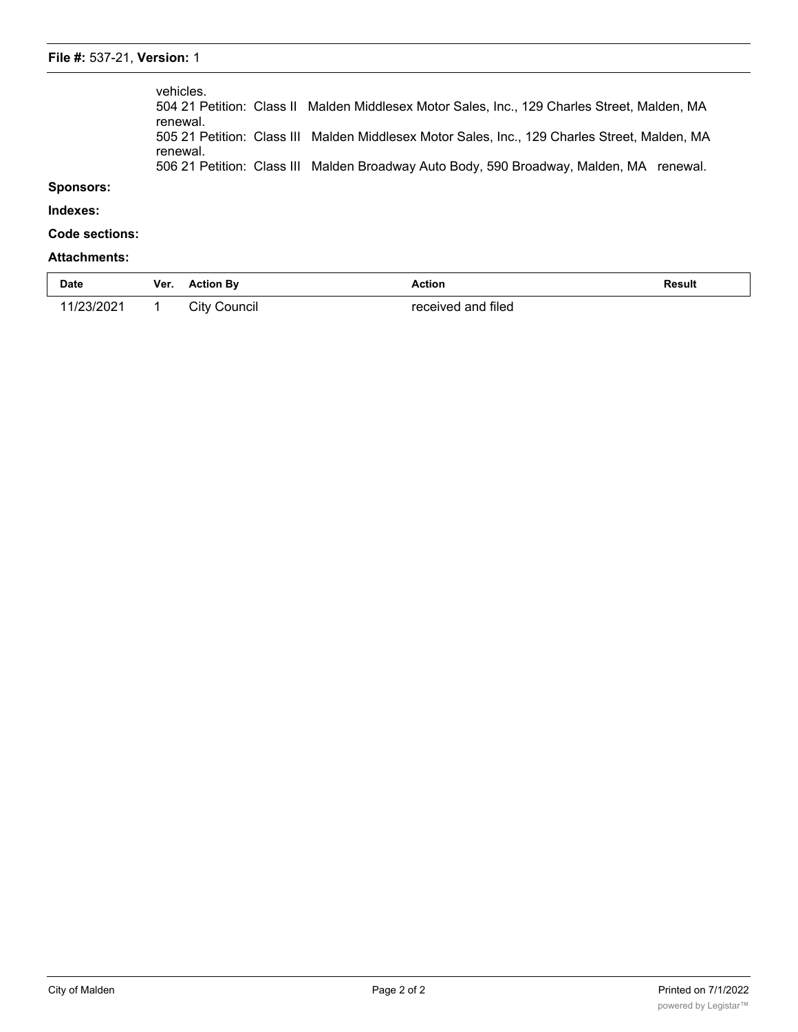vehicles.
504 21 Petition: Class II Malden Middlesex Motor Sales, Inc., 129 Charles Street, Malden, MA renewal.
505 21 Petition: Class III Malden Middlesex Motor Sales, Inc., 129 Charles Street, Malden, MA renewal.
506 21 Petition: Class III Malden Broadway Auto Body, 590 Broadway, Malden, MA renewal.

**Sponsors:**

**Indexes:**

**Code sections:**

**Attachments:**

| Date | Ver. | Action By | Action | Result |
|---|---|---|---|---|
| 11/23/2021 | 1 | City Council | received and filed | |